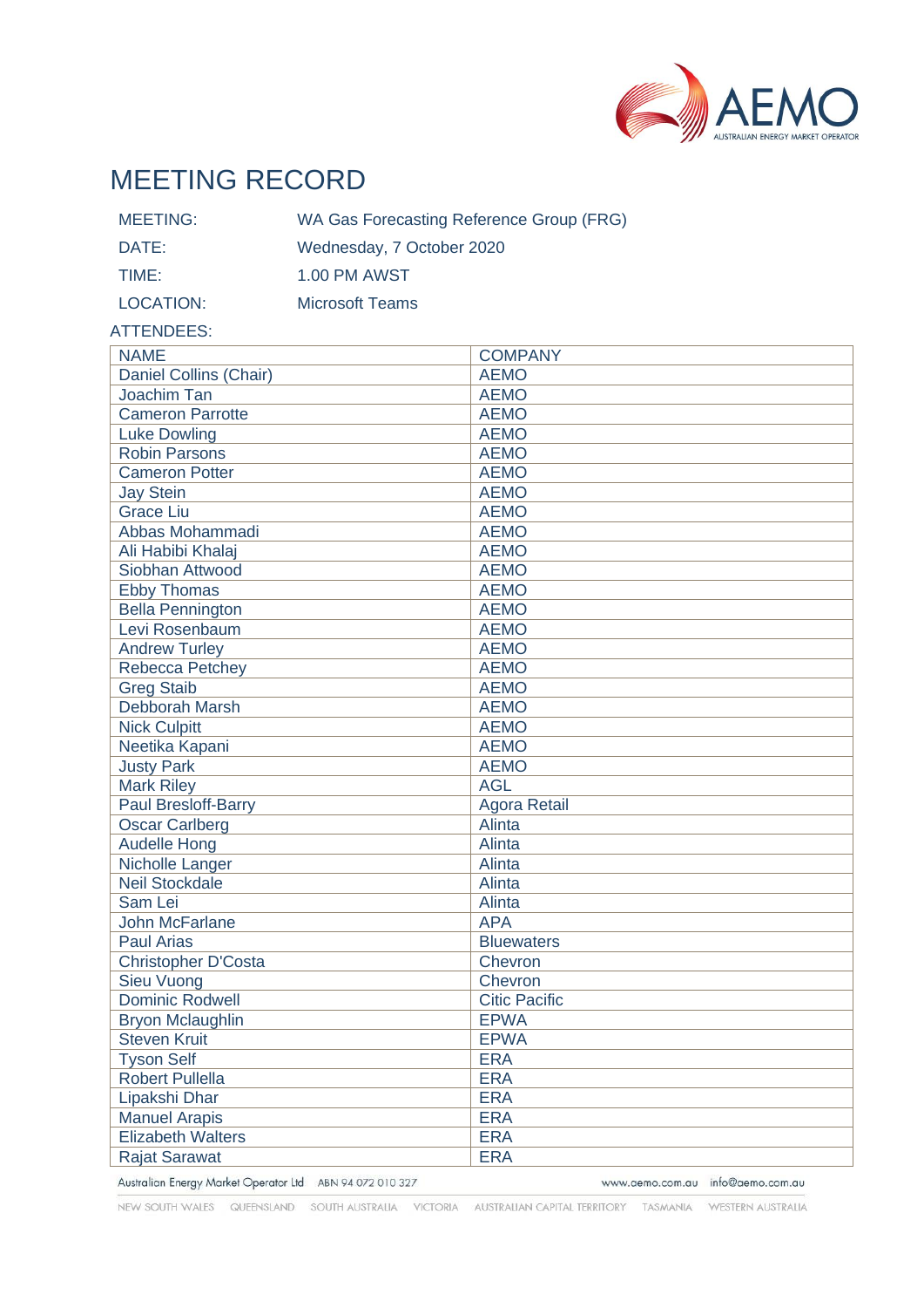# MEETING RECORD

| | |
|---|---|
| MEETING: | WA Gas Forecasting Reference Group (FRG) |
| DATE: | Wednesday, 7 October 2020 |
| TIME: | 1.00 PM AWST |
| LOCATION: | Microsoft Teams |

ATTENDEES:

| NAME | COMPANY |
|---|---|
| Daniel Collins (Chair) | AEMO |
| Joachim Tan | AEMO |
| Cameron Parrotte | AEMO |
| Luke Dowling | AEMO |
| Robin Parsons | AEMO |
| Cameron Potter | AEMO |
| Jay Stein | AEMO |
| Grace Liu | AEMO |
| Abbas Mohammadi | AEMO |
| Ali Habibi Khalaj | AEMO |
| Siobhan Attwood | AEMO |
| Ebby Thomas | AEMO |
| Bella Pennington | AEMO |
| Levi Rosenbaum | AEMO |
| Andrew Turley | AEMO |
| Rebecca Petchey | AEMO |
| Greg Staib | AEMO |
| Debborah Marsh | AEMO |
| Nick Culpitt | AEMO |
| Neetika Kapani | AEMO |
| Justy Park | AEMO |
| Mark Riley | AGL |
| Paul Bresloff-Barry | Agora Retail |
| Oscar Carlberg | Alinta |
| Audelle Hong | Alinta |
| Nicholle Langer | Alinta |
| Neil Stockdale | Alinta |
| Sam Lei | Alinta |
| John McFarlane | APA |
| Paul Arias | Bluewaters |
| Christopher D'Costa | Chevron |
| Sieu Vuong | Chevron |
| Dominic Rodwell | Citic Pacific |
| Bryon Mclaughlin | EPWA |
| Steven Kruit | EPWA |
| Tyson Self | ERA |
| Robert Pullella | ERA |
| Lipakshi Dhar | ERA |
| Manuel Arapis | ERA |
| Elizabeth Walters | ERA |
| Rajat Sarawat | ERA |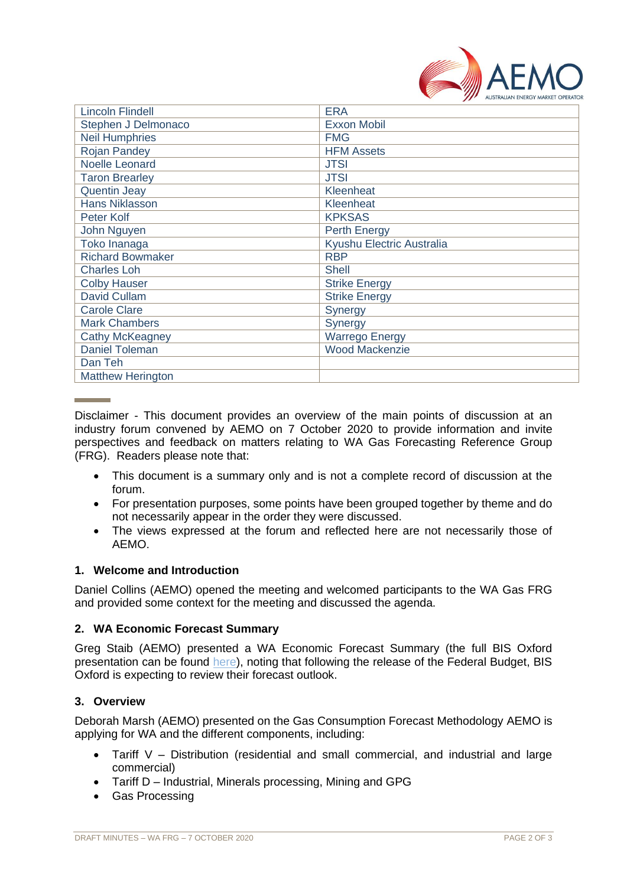| | |
|---|---|
| Lincoln Flindell | ERA |
| Stephen J Delmonaco | Exxon Mobil |
| Neil Humphries | FMG |
| Rojan Pandey | HFM Assets |
| Noelle Leonard | JTSI |
| Taron Brearley | JTSI |
| Quentin Jeay | Kleenheat |
| Hans Niklasson | Kleenheat |
| Peter Kolf | KPKSAS |
| John Nguyen | Perth Energy |
| Toko Inanaga | Kyushu Electric Australia |
| Richard Bowmaker | RBP |
| Charles Loh | Shell |
| Colby Hauser | Strike Energy |
| David Cullam | Strike Energy |
| Carole Clare | Synergy |
| Mark Chambers | Synergy |
| Cathy McKeagney | Warrego Energy |
| Daniel Toleman | Wood Mackenzie |
| Dan Teh | |
| Matthew Herington | |

Disclaimer - This document provides an overview of the main points of discussion at an industry forum convened by AEMO on 7 October 2020 to provide information and invite perspectives and feedback on matters relating to WA Gas Forecasting Reference Group (FRG). Readers please note that:

- This document is a summary only and is not a complete record of discussion at the forum.
- For presentation purposes, some points have been grouped together by theme and do not necessarily appear in the order they were discussed.
- The views expressed at the forum and reflected here are not necessarily those of AEMO.

## 1. Welcome and Introduction

Daniel Collins (AEMO) opened the meeting and welcomed participants to the WA Gas FRG and provided some context for the meeting and discussed the agenda.

## 2. WA Economic Forecast Summary

Greg Staib (AEMO) presented a WA Economic Forecast Summary (the full BIS Oxford presentation can be found here), noting that following the release of the Federal Budget, BIS Oxford is expecting to review their forecast outlook.

## 3. Overview

Deborah Marsh (AEMO) presented on the Gas Consumption Forecast Methodology AEMO is applying for WA and the different components, including:

- Tariff V – Distribution (residential and small commercial, and industrial and large commercial)
- Tariff D – Industrial, Minerals processing, Mining and GPG
- Gas Processing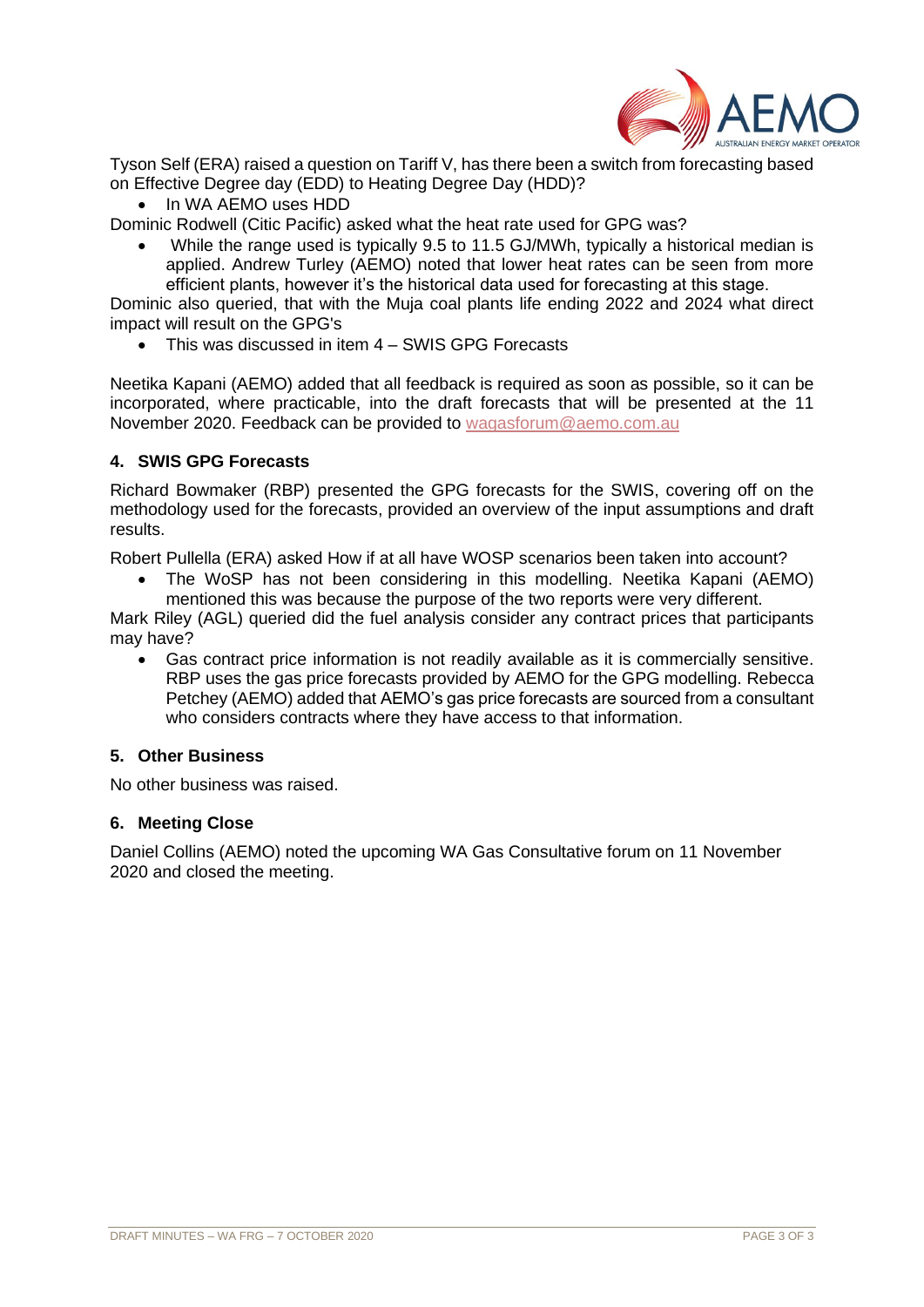Tyson Self (ERA) raised a question on Tariff V, has there been a switch from forecasting based on Effective Degree day (EDD) to Heating Degree Day (HDD)?

- In WA AEMO uses HDD

Dominic Rodwell (Citic Pacific) asked what the heat rate used for GPG was?

- While the range used is typically 9.5 to 11.5 GJ/MWh, typically a historical median is applied. Andrew Turley (AEMO) noted that lower heat rates can be seen from more efficient plants, however it's the historical data used for forecasting at this stage.

Dominic also queried, that with the Muja coal plants life ending 2022 and 2024 what direct impact will result on the GPG's

- This was discussed in item 4 – SWIS GPG Forecasts

Neetika Kapani (AEMO) added that all feedback is required as soon as possible, so it can be incorporated, where practicable, into the draft forecasts that will be presented at the 11 November 2020. Feedback can be provided to wagasforum@aemo.com.au

## 4. SWIS GPG Forecasts

Richard Bowmaker (RBP) presented the GPG forecasts for the SWIS, covering off on the methodology used for the forecasts, provided an overview of the input assumptions and draft results.

Robert Pullella (ERA) asked How if at all have WOSP scenarios been taken into account?

- The WoSP has not been considering in this modelling. Neetika Kapani (AEMO) mentioned this was because the purpose of the two reports were very different.

Mark Riley (AGL) queried did the fuel analysis consider any contract prices that participants may have?

- Gas contract price information is not readily available as it is commercially sensitive. RBP uses the gas price forecasts provided by AEMO for the GPG modelling. Rebecca Petchey (AEMO) added that AEMO's gas price forecasts are sourced from a consultant who considers contracts where they have access to that information.

## 5. Other Business

No other business was raised.

## 6. Meeting Close

Daniel Collins (AEMO) noted the upcoming WA Gas Consultative forum on 11 November 2020 and closed the meeting.